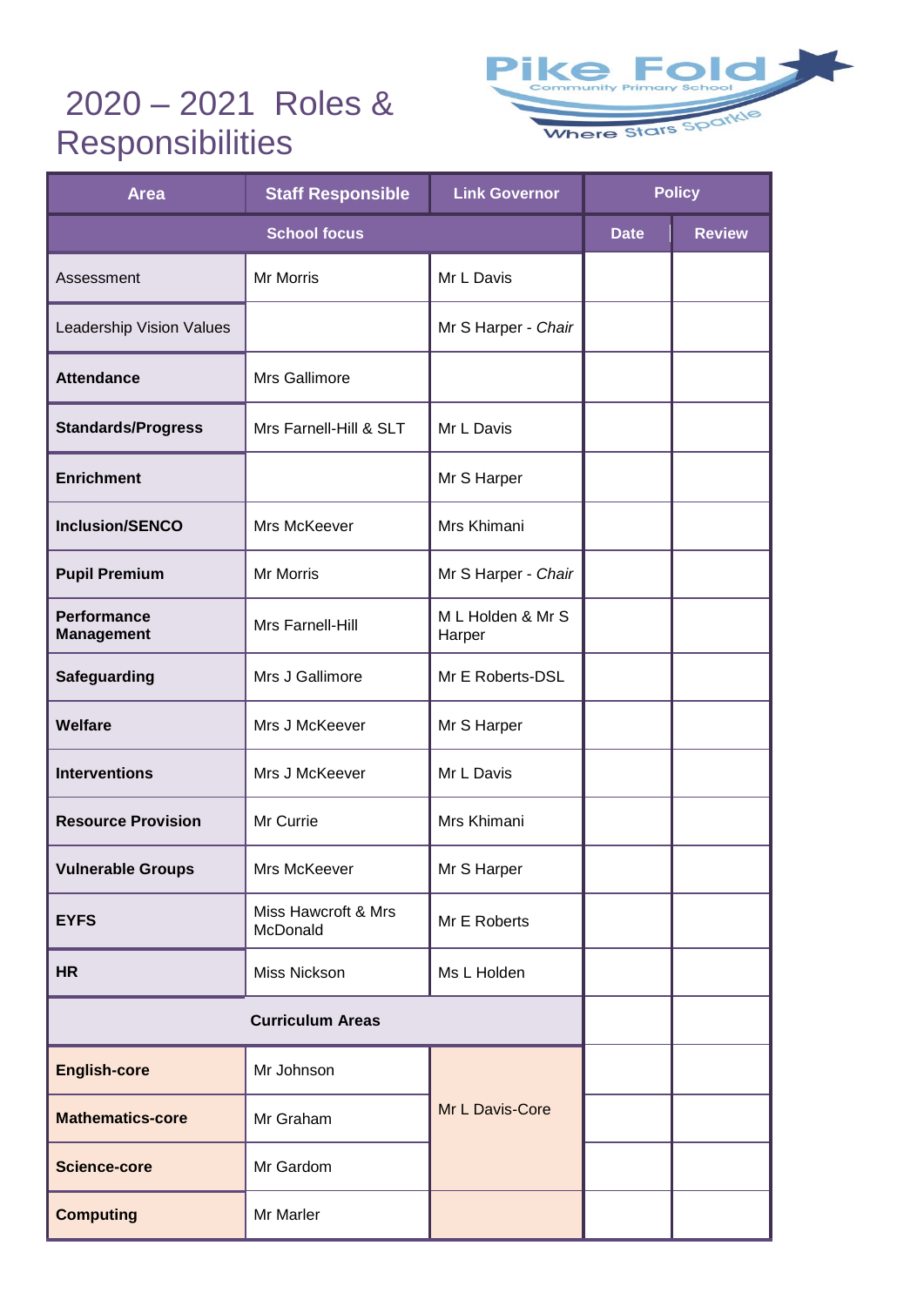# 2020 – 2021 Roles & Responsibilities

Pike Fold Community Primary School
Where Stars Sparkle

| Area | Staff Responsible | Link Governor | Policy | |
|---|---|---|---|---|
| School focus | | | Date | Review |
| Assessment | Mr Morris | Mr L Davis | | |
| Leadership Vision Values | | Mr S Harper - *Chair* | | |
| **Attendance** | Mrs Gallimore | | | |
| **Standards/Progress** | Mrs Farnell-Hill & SLT | Mr L Davis | | |
| **Enrichment** | | Mr S Harper | | |
| **Inclusion/SENCO** | Mrs McKeever | Mrs Khimani | | |
| **Pupil Premium** | Mr Morris | Mr S Harper - *Chair* | | |
| **Performance Management** | Mrs Farnell-Hill | M L Holden & Mr S Harper | | |
| **Safeguarding** | Mrs J Gallimore | Mr E Roberts-DSL | | |
| **Welfare** | Mrs J McKeever | Mr S Harper | | |
| **Interventions** | Mrs J McKeever | Mr L Davis | | |
| **Resource Provision** | Mr Currie | Mrs Khimani | | |
| **Vulnerable Groups** | Mrs McKeever | Mr S Harper | | |
| **EYFS** | Miss Hawcroft & Mrs McDonald | Mr E Roberts | | |
| **HR** | Miss Nickson | Ms L Holden | | |
| **Curriculum Areas** | | | | |
| **English-core** | Mr Johnson | Mr L Davis-Core | | |
| **Mathematics-core** | Mr Graham | | | |
| **Science-core** | Mr Gardom | | | |
| **Computing** | Mr Marler | | | |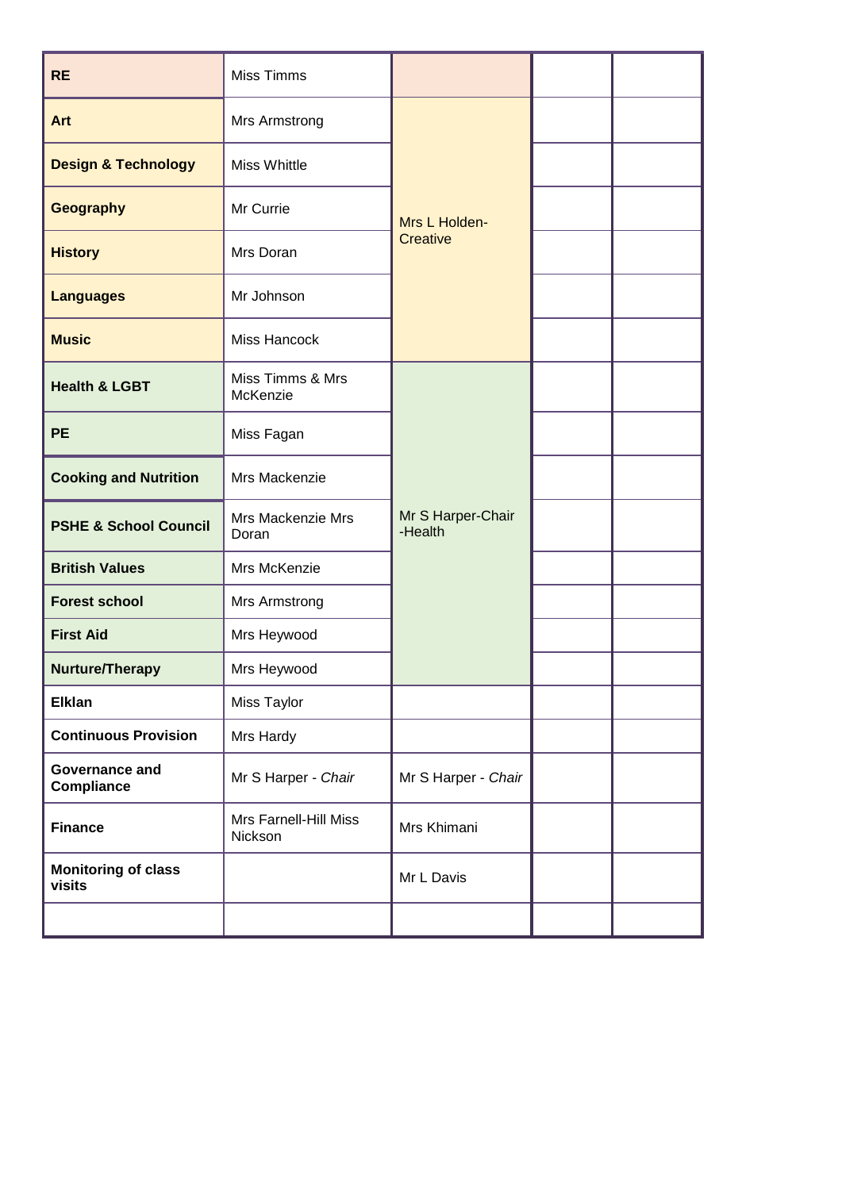| | | | | |
|---|---|---|---|---|
| **RE** | Miss Timms | | | |
| **Art** | Mrs Armstrong | Mrs L Holden-Creative | | |
| **Design & Technology** | Miss Whittle | | | |
| **Geography** | Mr Currie | | | |
| **History** | Mrs Doran | | | |
| **Languages** | Mr Johnson | | | |
| **Music** | Miss Hancock | | | |
| **Health & LGBT** | Miss Timms & Mrs McKenzie | Mr S Harper-Chair -Health | | |
| **PE** | Miss Fagan | | | |
| **Cooking and Nutrition** | Mrs Mackenzie | | | |
| **PSHE & School Council** | Mrs Mackenzie Mrs Doran | | | |
| **British Values** | Mrs McKenzie | | | |
| **Forest school** | Mrs Armstrong | | | |
| **First Aid** | Mrs Heywood | | | |
| **Nurture/Therapy** | Mrs Heywood | | | |
| **Elklan** | Miss Taylor | | | |
| **Continuous Provision** | Mrs Hardy | | | |
| **Governance and Compliance** | Mr S Harper - *Chair* | Mr S Harper - *Chair* | | |
| **Finance** | Mrs Farnell-Hill Miss Nickson | Mrs Khimani | | |
| **Monitoring of class visits** | | Mr L Davis | | |
| | | | | |